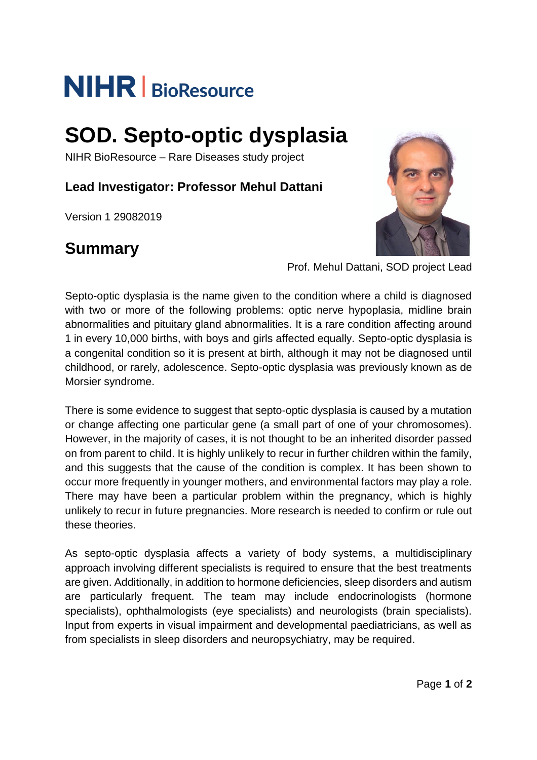NIHR | BioResource

# SOD. Septo-optic dysplasia

NIHR BioResource – Rare Diseases study project

**Lead Investigator: Professor Mehul Dattani**

Version 1 29082019

## Summary

Prof. Mehul Dattani, SOD project Lead

Septo-optic dysplasia is the name given to the condition where a child is diagnosed with two or more of the following problems: optic nerve hypoplasia, midline brain abnormalities and pituitary gland abnormalities. It is a rare condition affecting around 1 in every 10,000 births, with boys and girls affected equally. Septo-optic dysplasia is a congenital condition so it is present at birth, although it may not be diagnosed until childhood, or rarely, adolescence. Septo-optic dysplasia was previously known as de Morsier syndrome.

There is some evidence to suggest that septo-optic dysplasia is caused by a mutation or change affecting one particular gene (a small part of one of your chromosomes). However, in the majority of cases, it is not thought to be an inherited disorder passed on from parent to child. It is highly unlikely to recur in further children within the family, and this suggests that the cause of the condition is complex. It has been shown to occur more frequently in younger mothers, and environmental factors may play a role. There may have been a particular problem within the pregnancy, which is highly unlikely to recur in future pregnancies. More research is needed to confirm or rule out these theories.

As septo-optic dysplasia affects a variety of body systems, a multidisciplinary approach involving different specialists is required to ensure that the best treatments are given. Additionally, in addition to hormone deficiencies, sleep disorders and autism are particularly frequent. The team may include endocrinologists (hormone specialists), ophthalmologists (eye specialists) and neurologists (brain specialists). Input from experts in visual impairment and developmental paediatricians, as well as from specialists in sleep disorders and neuropsychiatry, may be required.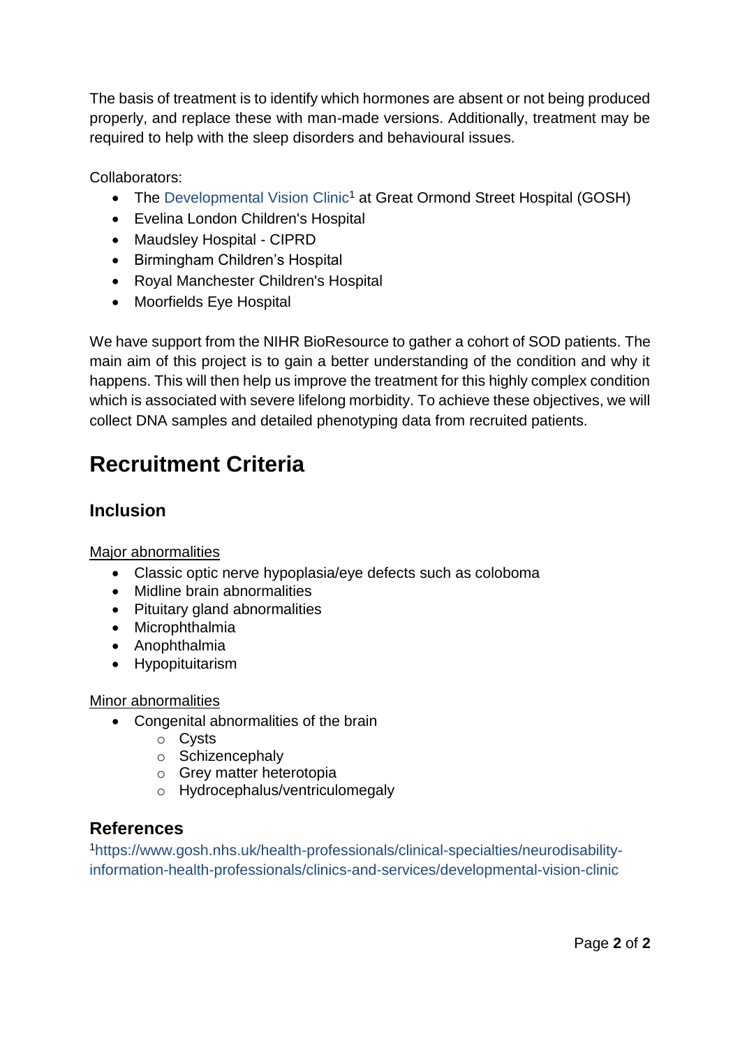The basis of treatment is to identify which hormones are absent or not being produced properly, and replace these with man-made versions. Additionally, treatment may be required to help with the sleep disorders and behavioural issues.

Collaborators:

- The Developmental Vision Clinic[1] at Great Ormond Street Hospital (GOSH)
- Evelina London Children's Hospital
- Maudsley Hospital - CIPRD
- Birmingham Children's Hospital
- Royal Manchester Children's Hospital
- Moorfields Eye Hospital

We have support from the NIHR BioResource to gather a cohort of SOD patients. The main aim of this project is to gain a better understanding of the condition and why it happens. This will then help us improve the treatment for this highly complex condition which is associated with severe lifelong morbidity. To achieve these objectives, we will collect DNA samples and detailed phenotyping data from recruited patients.

# Recruitment Criteria

## Inclusion

Major abnormalities

- Classic optic nerve hypoplasia/eye defects such as coloboma
- Midline brain abnormalities
- Pituitary gland abnormalities
- Microphthalmia
- Anophthalmia
- Hypopituitarism

Minor abnormalities

- Congenital abnormalities of the brain
  - Cysts
  - Schizencephaly
  - Grey matter heterotopia
  - Hydrocephalus/ventriculomegaly

## References

[1]https://www.gosh.nhs.uk/health-professionals/clinical-specialties/neurodisability-information-health-professionals/clinics-and-services/developmental-vision-clinic